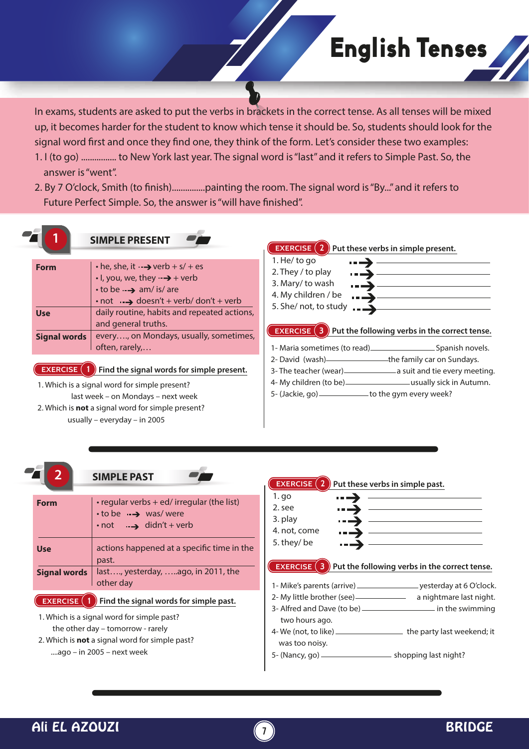# English Tenses

In exams, students are asked to put the verbs in brackets in the correct tense. As all tenses will be mixed up, it becomes harder for the student to know which tense it should be. So, students should look for the signal word first and once they find one, they think of the form. Let's consider these two examples:

1. I (to go) ................ to New York last year. The signal word is "last" and it refers to Simple Past. So, the answer is "went".
2. By 7 O'clock, Smith (to finish)...............painting the room. The signal word is "By..." and it refers to Future Perfect Simple. So, the answer is "will have finished".

## 1 SIMPLE PRESENT

| | |
|---|---|
| **Form** | • he, she, it → verb + s/ + es<br>• I, you, we, they → + verb<br>• to be → am/ is/ are<br>• not → doesn't + verb/ don't + verb |
| **Use** | daily routine, habits and repeated actions, and general truths. |
| **Signal words** | every…., on Mondays, usually, sometimes, often, rarely,… |

**EXERCISE 1** Find the signal words for simple present.

1. Which is a signal word for simple present?
   last week – on Mondays – next week
2. Which is **not** a signal word for simple present?
   usually – everyday – in 2005

**EXERCISE 2** Put these verbs in simple present.

1. He/ to go → ____________
2. They / to play → ____________
3. Mary/ to wash → ____________
4. My children / be → ____________
5. She/ not, to study → ____________

**EXERCISE 3** Put the following verbs in the correct tense.

1- Maria sometimes (to read)____________ Spanish novels.
2- David (wash)____________the family car on Sundays.
3- The teacher (wear)____________a suit and tie every meeting.
4- My children (to be)____________usually sick in Autumn.
5- (Jackie, go)____________to the gym every week?

## 2 SIMPLE PAST

| | |
|---|---|
| **Form** | • regular verbs + ed/ irregular (the list)<br>• to be → was/ were<br>• not → didn't + verb |
| **Use** | actions happened at a specific time in the past. |
| **Signal words** | last…., yesterday, …..ago, in 2011, the other day |

**EXERCISE 1** Find the signal words for simple past.

1. Which is a signal word for simple past?
   the other day – tomorrow - rarely
2. Which is **not** a signal word for simple past?
   ....ago – in 2005 – next week

**EXERCISE 2** Put these verbs in simple past.

1. go → ____________
2. see → ____________
3. play → ____________
4. not, come → ____________
5. they/ be → ____________

**EXERCISE 3** Put the following verbs in the correct tense.

1- Mike's parents (arrive)____________yesterday at 6 O'clock.
2- My little brother (see)____________ a nightmare last night.
3- Alfred and Dave (to be)____________ in the swimming two hours ago.
4- We (not, to like)____________ the party last weekend; it was too noisy.
5- (Nancy, go)____________ shopping last night?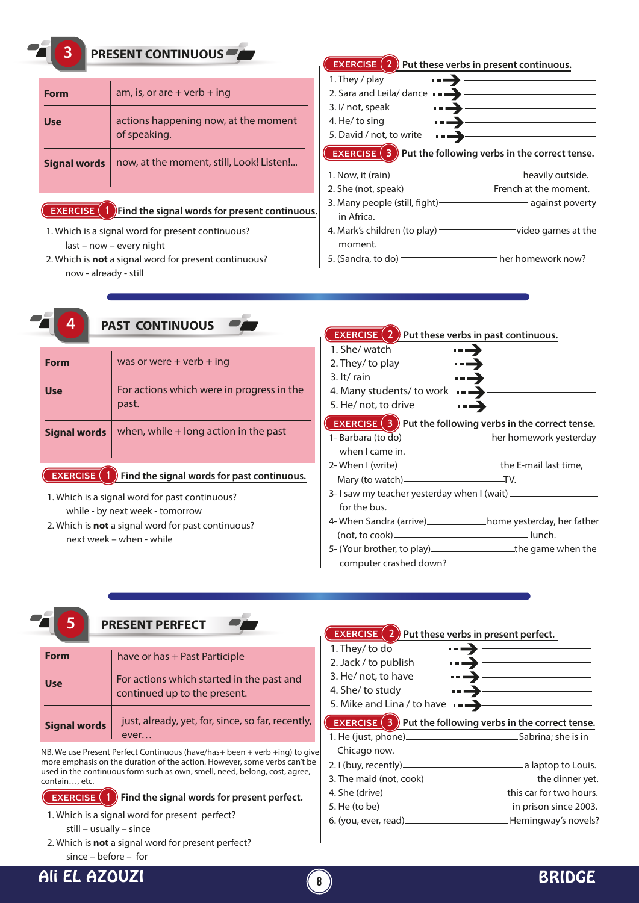## 3 PRESENT CONTINUOUS

| | |
|---|---|
| **Form** | am, is, or are + verb + ing |
| **Use** | actions happening now, at the moment of speaking. |
| **Signal words** | now, at the moment, still, Look! Listen!... |

**EXERCISE 1** Find the signal words for present continuous.

1. Which is a signal word for present continuous?
   last – now – every night
2. Which is **not** a signal word for present continuous?
   now - already - still

**EXERCISE 2** Put these verbs in present continuous.

1. They / play ➔ ____________
2. Sara and Leila/ dance ➔ ____________
3. I/ not, speak ➔ ____________
4. He/ to sing ➔ ____________
5. David / not, to write ➔ ____________

**EXERCISE 3** Put the following verbs in the correct tense.

1. Now, it (rain)____________ heavily outside.
2. She (not, speak) ____________ French at the moment.
3. Many people (still, fight)____________ against poverty in Africa.
4. Mark's children (to play) ____________video games at the moment.
5. (Sandra, to do) ____________ her homework now?

## 4 PAST CONTINUOUS

| | |
|---|---|
| **Form** | was or were + verb + ing |
| **Use** | For actions which were in progress in the past. |
| **Signal words** | when, while + long action in the past |

**EXERCISE 1** Find the signal words for past continuous.

1. Which is a signal word for past continuous?
   while - by next week - tomorrow
2. Which is **not** a signal word for past continuous?
   next week – when - while

**EXERCISE 2** Put these verbs in past continuous.

1. She/ watch ➔ ____________
2. They/ to play ➔ ____________
3. It/ rain ➔ ____________
4. Many students/ to work ➔ ____________
5. He/ not, to drive ➔ ____________

**EXERCISE 3** Put the following verbs in the correct tense.

1- Barbara (to do)____________her homework yesterday when I came in.
2- When I (write)____________the E-mail last time, Mary (to watch)____________TV.
3- I saw my teacher yesterday when I (wait) ____________ for the bus.
4- When Sandra (arrive)____________home yesterday, her father (not, to cook) ____________ lunch.
5- (Your brother, to play)____________the game when the computer crashed down?

## 5 PRESENT PERFECT

| | |
|---|---|
| **Form** | have or has + Past Participle |
| **Use** | For actions which started in the past and continued up to the present. |
| **Signal words** | just, already, yet, for, since, so far, recently, ever… |

NB. We use Present Perfect Continuous (have/has+ been + verb +ing) to give more emphasis on the duration of the action. However, some verbs can't be used in the continuous form such as own, smell, need, belong, cost, agree, contain…, etc.

**EXERCISE 1** Find the signal words for present perfect.

1. Which is a signal word for present perfect?
   still – usually – since
2. Which is **not** a signal word for present perfect?
   since – before – for

**EXERCISE 2** Put these verbs in present perfect.

1. They/ to do ➔ ____________
2. Jack / to publish ➔ ____________
3. He/ not, to have ➔ ____________
4. She/ to study ➔ ____________
5. Mike and Lina / to have ➔ ____________

**EXERCISE 3** Put the following verbs in the correct tense.

1. He (just, phone)____________Sabrina; she is in Chicago now.
2. I (buy, recently)____________a laptop to Louis.
3. The maid (not, cook)____________ the dinner yet.
4. She (drive)____________this car for two hours.
5. He (to be)____________ in prison since 2003.
6. (you, ever, read)____________Hemingway's novels?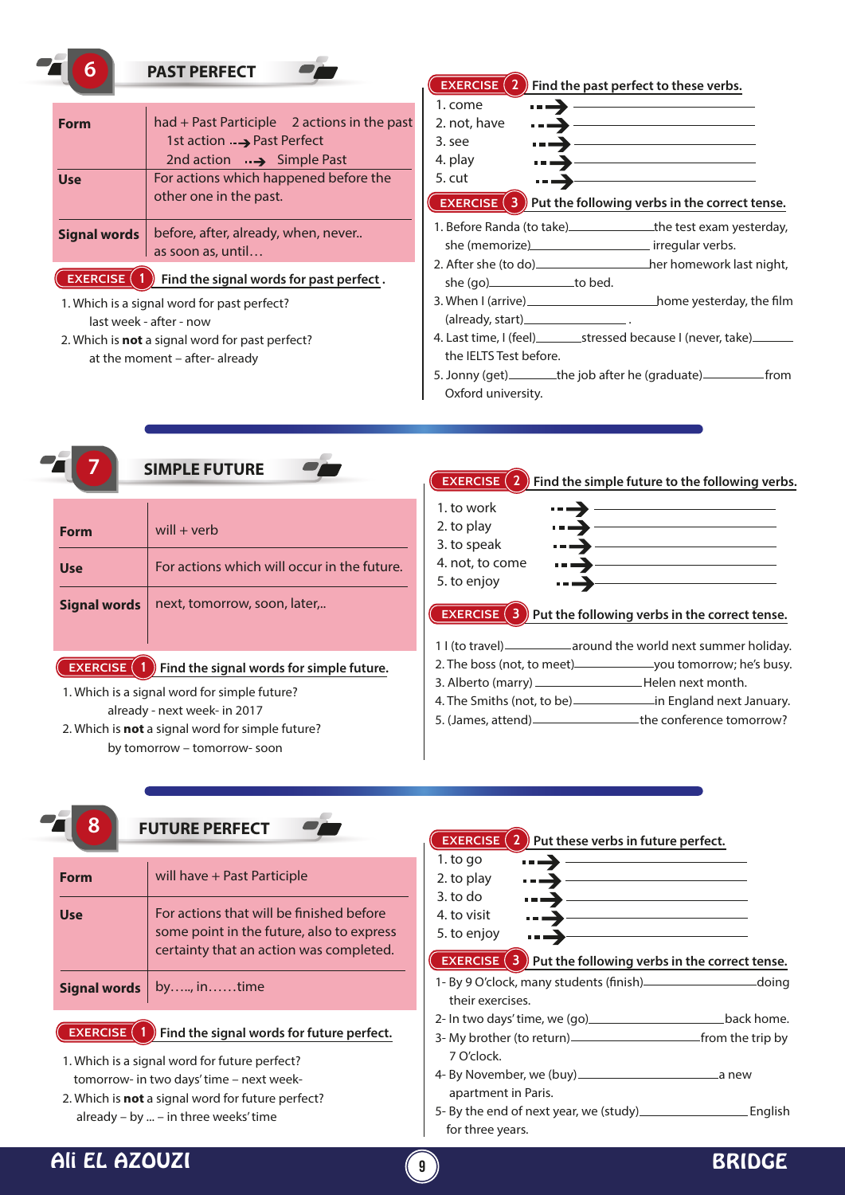## 6 PAST PERFECT

| | |
|---|---|
| **Form** | had + Past Participle 2 actions in the past<br>1st action --→ Past Perfect<br>2nd action --→ Simple Past |
| **Use** | For actions which happened before the other one in the past. |
| **Signal words** | before, after, already, when, never..<br>as soon as, until… |

**EXERCISE 1** Find the signal words for past perfect.

1. Which is a signal word for past perfect?
   last week - after - now
2. Which is **not** a signal word for past perfect?
   at the moment – after- already

**EXERCISE 2** Find the past perfect to these verbs.

1. come --→ ____________
2. not, have --→ ____________
3. see --→ ____________
4. play --→ ____________
5. cut --→ ____________

**EXERCISE 3** Put the following verbs in the correct tense.

1. Before Randa (to take)____________the test exam yesterday, she (memorize)____________ irregular verbs.
2. After she (to do)____________her homework last night, she (go)____________to bed.
3. When I (arrive)____________home yesterday, the film (already, start)____________.
4. Last time, I (feel)____________stressed because I (never, take)____________ the IELTS Test before.
5. Jonny (get)____________the job after he (graduate)____________from Oxford university.

## 7 SIMPLE FUTURE

| | |
|---|---|
| **Form** | will + verb |
| **Use** | For actions which will occur in the future. |
| **Signal words** | next, tomorrow, soon, later,.. |

**EXERCISE 1** Find the signal words for simple future.

1. Which is a signal word for simple future?
   already - next week- in 2017
2. Which is **not** a signal word for simple future?
   by tomorrow – tomorrow- soon

**EXERCISE 2** Find the simple future to the following verbs.

1. to work --→ ____________
2. to play --→ ____________
3. to speak --→ ____________
4. not, to come --→ ____________
5. to enjoy --→ ____________

**EXERCISE 3** Put the following verbs in the correct tense.

1 I (to travel)____________around the world next summer holiday.
2. The boss (not, to meet)____________you tomorrow; he's busy.
3. Alberto (marry)____________Helen next month.
4. The Smiths (not, to be)____________in England next January.
5. (James, attend)____________the conference tomorrow?

## 8 FUTURE PERFECT

| | |
|---|---|
| **Form** | will have + Past Participle |
| **Use** | For actions that will be finished before some point in the future, also to express certainty that an action was completed. |
| **Signal words** | by….., in……time |

**EXERCISE 1** Find the signal words for future perfect.

1. Which is a signal word for future perfect?
   tomorrow- in two days' time – next week-
2. Which is **not** a signal word for future perfect?
   already – by ... – in three weeks' time

**EXERCISE 2** Put these verbs in future perfect.

1. to go --→ ____________
2. to play --→ ____________
3. to do --→ ____________
4. to visit --→ ____________
5. to enjoy --→ ____________

**EXERCISE 3** Put the following verbs in the correct tense.

1- By 9 O'clock, many students (finish)____________doing their exercises.
2- In two days' time, we (go)____________back home.
3- My brother (to return)____________from the trip by 7 O'clock.
4- By November, we (buy)____________a new apartment in Paris.
5- By the end of next year, we (study)____________English for three years.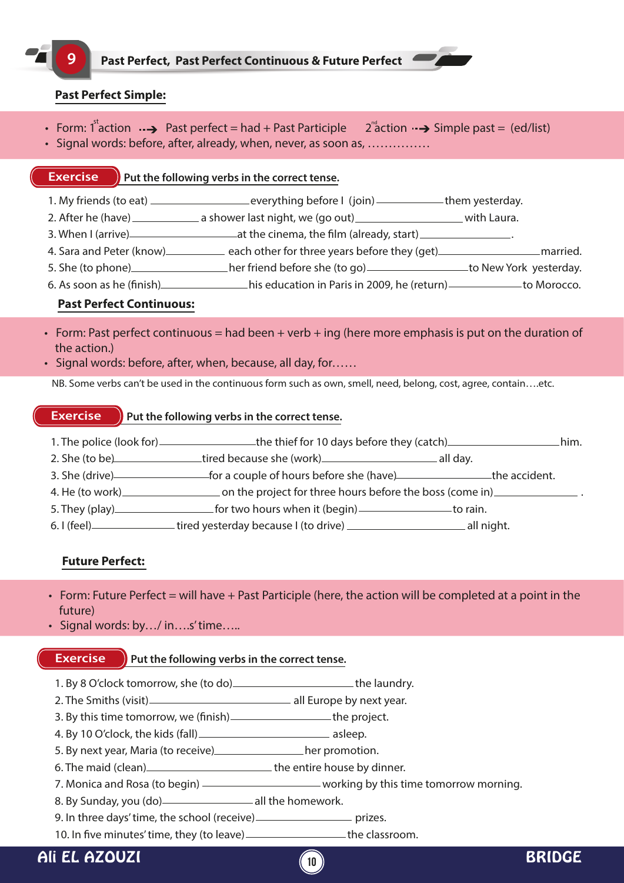## 9 Past Perfect, Past Perfect Continuous & Future Perfect

### Past Perfect Simple:

- Form: 1st action ⇢ Past perfect = had + Past Participle     2nd action ⇢ Simple past = (ed/list)
- Signal words: before, after, already, when, never, as soon as, ……………

**Exercise** Put the following verbs in the correct tense.

1. My friends (to eat) ________________ everything before I (join) ____________ them yesterday.
2. After he (have) ____________ a shower last night, we (go out) ________________ with Laura.
3. When I (arrive) ________________ at the cinema, the film (already, start) ________________.
4. Sara and Peter (know) ____________ each other for three years before they (get) ________________ married.
5. She (to phone) ________________ her friend before she (to go) ________________ to New York yesterday.
6. As soon as he (finish) ________________ his education in Paris in 2009, he (return) ____________ to Morocco.

### Past Perfect Continuous:

- Form: Past perfect continuous = had been + verb + ing (here more emphasis is put on the duration of the action.)
- Signal words: before, after, when, because, all day, for……

NB. Some verbs can't be used in the continuous form such as own, smell, need, belong, cost, agree, contain….etc.

**Exercise** Put the following verbs in the correct tense.

1. The police (look for) ________________ the thief for 10 days before they (catch) ________________ him.
2. She (to be) ________________ tired because she (work) ________________ all day.
3. She (drive) ________________ for a couple of hours before she (have) ________________ the accident.
4. He (to work) ________________ on the project for three hours before the boss (come in) ________________ .
5. They (play) ________________ for two hours when it (begin) ________________ to rain.
6. I (feel) ________________ tired yesterday because I (to drive) ________________ all night.

### Future Perfect:

- Form: Future Perfect = will have + Past Participle (here, the action will be completed at a point in the future)
- Signal words: by…/ in….s' time…..

**Exercise** Put the following verbs in the correct tense.

1. By 8 O'clock tomorrow, she (to do) ________________ the laundry.
2. The Smiths (visit) ________________ all Europe by next year.
3. By this time tomorrow, we (finish) ________________ the project.
4. By 10 O'clock, the kids (fall) ________________ asleep.
5. By next year, Maria (to receive) ________________ her promotion.
6. The maid (clean) ________________ the entire house by dinner.
7. Monica and Rosa (to begin) ________________ working by this time tomorrow morning.
8. By Sunday, you (do) ________________ all the homework.
9. In three days' time, the school (receive) ________________ prizes.
10. In five minutes' time, they (to leave) ________________ the classroom.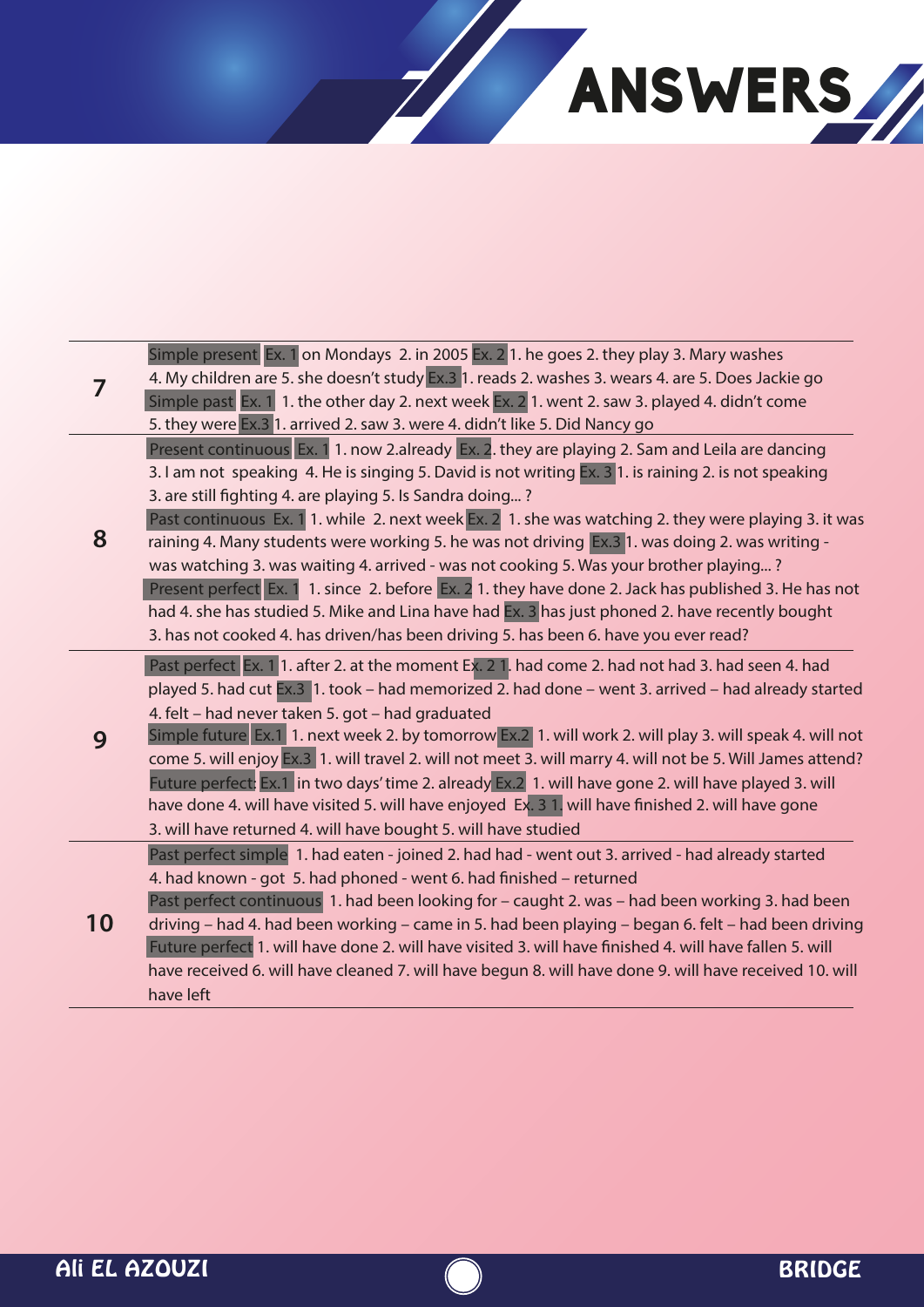# ANSWERS

| | |
|---|---|
| **7** | Simple present Ex. 1 on Mondays 2. in 2005 Ex. 2 1. he goes 2. they play 3. Mary washes 4. My children are 5. she doesn't study Ex.3 1. reads 2. washes 3. wears 4. are 5. Does Jackie go<br>Simple past Ex. 1 1. the other day 2. next week Ex. 2 1. went 2. saw 3. played 4. didn't come 5. they were Ex.3 1. arrived 2. saw 3. were 4. didn't like 5. Did Nancy go |
| **8** | Present continuous Ex. 1 1. now 2.already Ex. 2. they are playing 2. Sam and Leila are dancing 3. I am not speaking 4. He is singing 5. David is not writing Ex. 3 1. is raining 2. is not speaking 3. are still fighting 4. are playing 5. Is Sandra doing... ?<br>Past continuous Ex. 1 1. while 2. next week Ex. 2 1. she was watching 2. they were playing 3. it was raining 4. Many students were working 5. he was not driving Ex.3 1. was doing 2. was writing - was watching 3. was waiting 4. arrived - was not cooking 5. Was your brother playing... ?<br>Present perfect Ex. 1 1. since 2. before Ex. 2 1. they have done 2. Jack has published 3. He has not had 4. she has studied 5. Mike and Lina have had Ex. 3 has just phoned 2. have recently bought 3. has not cooked 4. has driven/has been driving 5. has been 6. have you ever read? |
| **9** | Past perfect Ex. 1 1. after 2. at the moment Ex. 2 1. had come 2. had not had 3. had seen 4. had played 5. had cut Ex.3 1. took – had memorized 2. had done – went 3. arrived – had already started 4. felt – had never taken 5. got – had graduated<br>Simple future Ex.1 1. next week 2. by tomorrow Ex.2 1. will work 2. will play 3. will speak 4. will not come 5. will enjoy Ex.3 1. will travel 2. will not meet 3. will marry 4. will not be 5. Will James attend?<br>Future perfect: Ex.1 in two days' time 2. already Ex.2 1. will have gone 2. will have played 3. will have done 4. will have visited 5. will have enjoyed Ex. 3 1. will have finished 2. will have gone 3. will have returned 4. will have bought 5. will have studied |
| **10** | Past perfect simple 1. had eaten - joined 2. had had - went out 3. arrived - had already started 4. had known - got 5. had phoned - went 6. had finished – returned<br>Past perfect continuous 1. had been looking for – caught 2. was – had been working 3. had been driving – had 4. had been working – came in 5. had been playing – began 6. felt – had been driving<br>Future perfect 1. will have done 2. will have visited 3. will have finished 4. will have fallen 5. will have received 6. will have cleaned 7. will have begun 8. will have done 9. will have received 10. will have left |